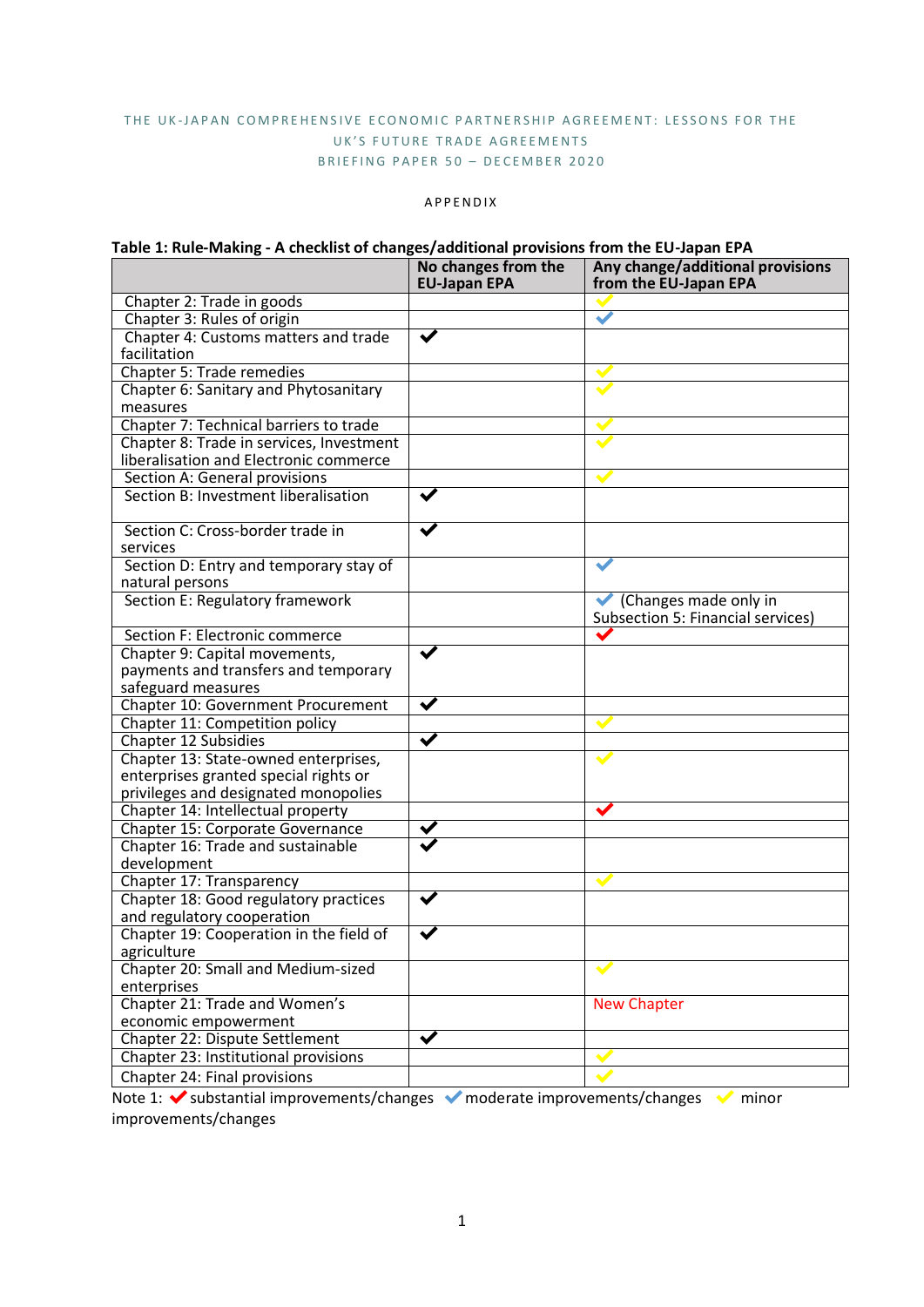## APPENDIX

**Table 1: Rule-Making - A checklist of changes/additional provisions from the EU-Japan EPA**

| | No changes from the EU-Japan EPA | Any change/additional provisions from the EU-Japan EPA |
|---|---|---|
| Chapter 2: Trade in goods | | ✔ (yellow) |
| Chapter 3: Rules of origin | | ✔ (blue) |
| Chapter 4: Customs matters and trade facilitation | ✔ | |
| Chapter 5: Trade remedies | | ✔ (yellow) |
| Chapter 6: Sanitary and Phytosanitary measures | | ✔ (yellow) |
| Chapter 7: Technical barriers to trade | | ✔ (yellow) |
| Chapter 8: Trade in services, Investment liberalisation and Electronic commerce | | ✔ (yellow) |
| Section A: General provisions | | ✔ (yellow) |
| Section B: Investment liberalisation | ✔ | |
| Section C: Cross-border trade in services | ✔ | |
| Section D: Entry and temporary stay of natural persons | | ✔ (blue) |
| Section E: Regulatory framework | | ✔ (blue) (Changes made only in Subsection 5: Financial services) |
| Section F: Electronic commerce | | ✔ (red) |
| Chapter 9: Capital movements, payments and transfers and temporary safeguard measures | ✔ | |
| Chapter 10: Government Procurement | ✔ | |
| Chapter 11: Competition policy | | ✔ (yellow) |
| Chapter 12 Subsidies | ✔ | |
| Chapter 13: State-owned enterprises, enterprises granted special rights or privileges and designated monopolies | | ✔ (yellow) |
| Chapter 14: Intellectual property | | ✔ (red) |
| Chapter 15: Corporate Governance | ✔ | |
| Chapter 16: Trade and sustainable development | ✔ | |
| Chapter 17: Transparency | | ✔ (yellow) |
| Chapter 18: Good regulatory practices and regulatory cooperation | ✔ | |
| Chapter 19: Cooperation in the field of agriculture | ✔ | |
| Chapter 20: Small and Medium-sized enterprises | | ✔ (yellow) |
| Chapter 21: Trade and Women's economic empowerment | | New Chapter |
| Chapter 22: Dispute Settlement | ✔ | |
| Chapter 23: Institutional provisions | | ✔ (yellow) |
| Chapter 24: Final provisions | | ✔ (yellow) |

Note 1: ✔ (red) substantial improvements/changes ✔ (blue) moderate improvements/changes ✔ (yellow) minor improvements/changes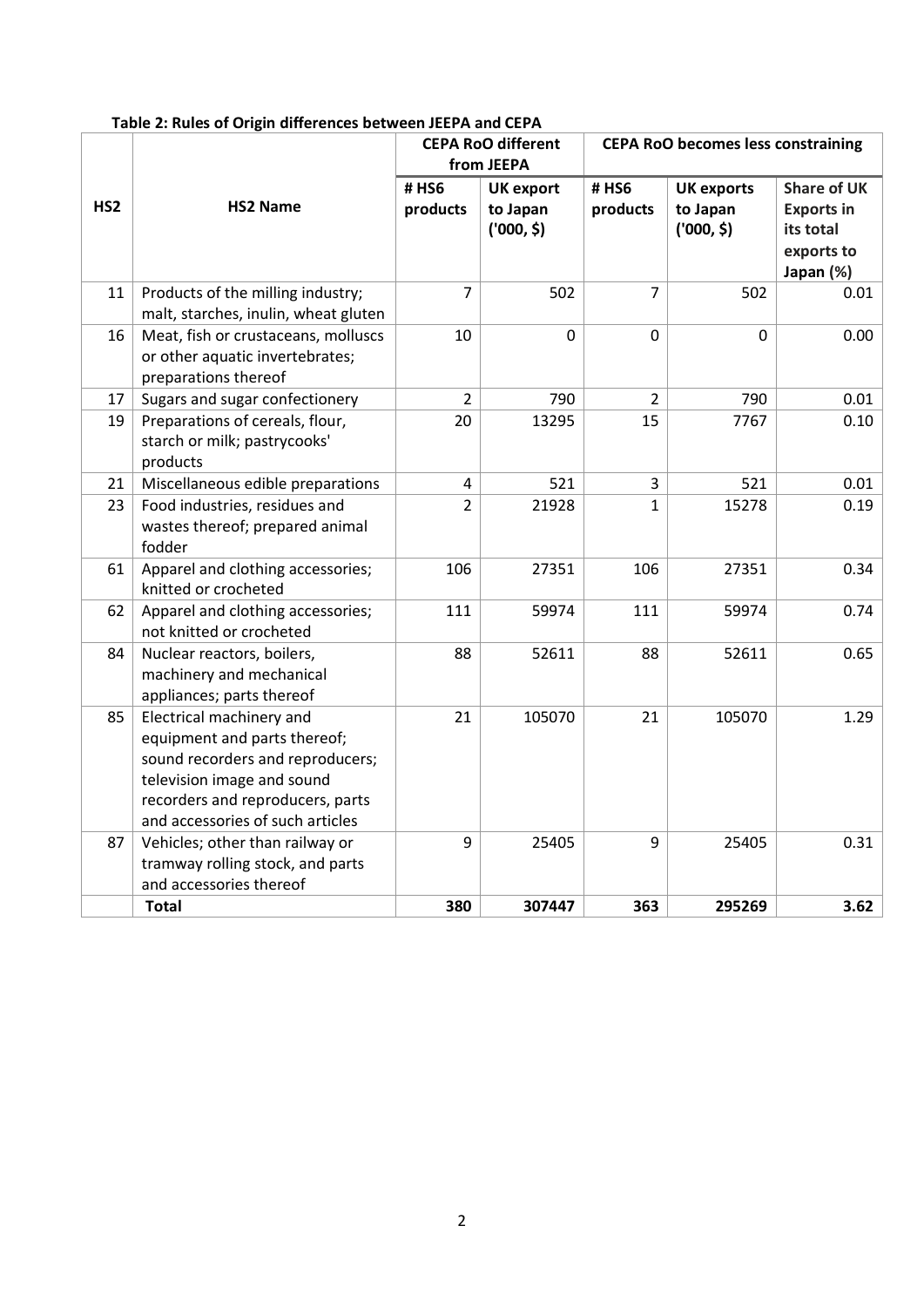**Table 2: Rules of Origin differences between JEEPA and CEPA**

| HS2 | HS2 Name | CEPA RoO different from JEEPA | | CEPA RoO becomes less constraining | | |
|---|---|---|---|---|---|---|
| | | # HS6 products | UK export to Japan ('000, $) | # HS6 products | UK exports to Japan ('000, $) | Share of UK Exports in its total exports to Japan (%) |
| 11 | Products of the milling industry; malt, starches, inulin, wheat gluten | 7 | 502 | 7 | 502 | 0.01 |
| 16 | Meat, fish or crustaceans, molluscs or other aquatic invertebrates; preparations thereof | 10 | 0 | 0 | 0 | 0.00 |
| 17 | Sugars and sugar confectionery | 2 | 790 | 2 | 790 | 0.01 |
| 19 | Preparations of cereals, flour, starch or milk; pastrycooks' products | 20 | 13295 | 15 | 7767 | 0.10 |
| 21 | Miscellaneous edible preparations | 4 | 521 | 3 | 521 | 0.01 |
| 23 | Food industries, residues and wastes thereof; prepared animal fodder | 2 | 21928 | 1 | 15278 | 0.19 |
| 61 | Apparel and clothing accessories; knitted or crocheted | 106 | 27351 | 106 | 27351 | 0.34 |
| 62 | Apparel and clothing accessories; not knitted or crocheted | 111 | 59974 | 111 | 59974 | 0.74 |
| 84 | Nuclear reactors, boilers, machinery and mechanical appliances; parts thereof | 88 | 52611 | 88 | 52611 | 0.65 |
| 85 | Electrical machinery and equipment and parts thereof; sound recorders and reproducers; television image and sound recorders and reproducers, parts and accessories of such articles | 21 | 105070 | 21 | 105070 | 1.29 |
| 87 | Vehicles; other than railway or tramway rolling stock, and parts and accessories thereof | 9 | 25405 | 9 | 25405 | 0.31 |
| | **Total** | **380** | **307447** | **363** | **295269** | **3.62** |